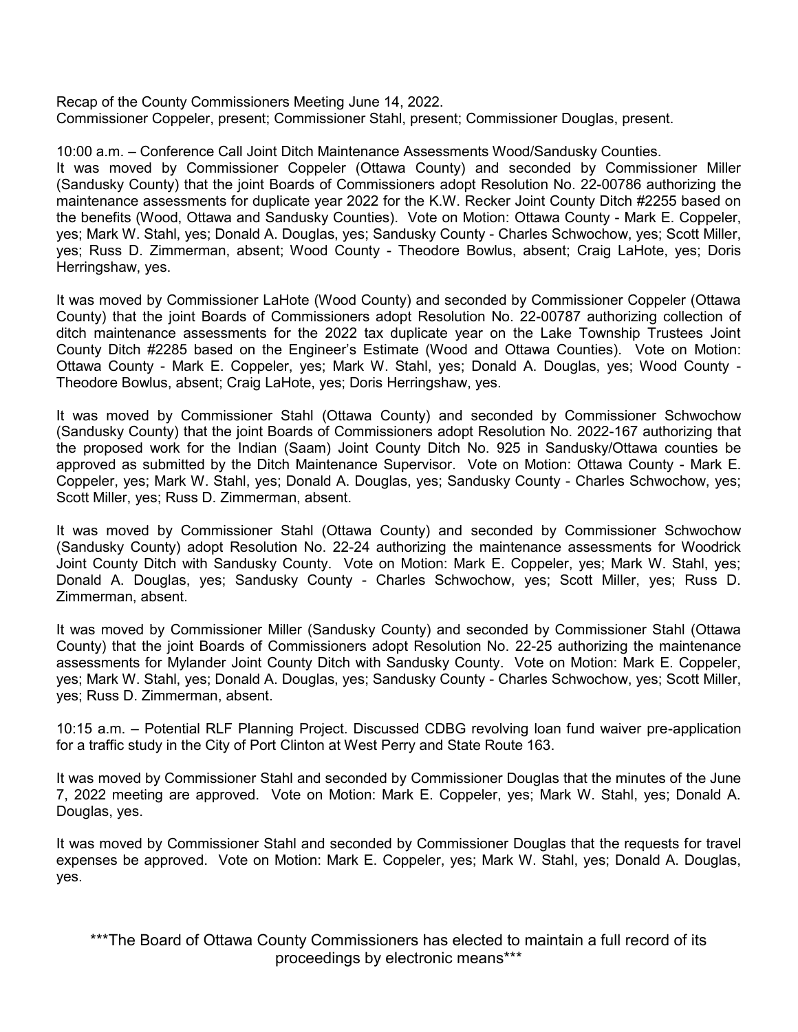Recap of the County Commissioners Meeting June 14, 2022.
Commissioner Coppeler, present; Commissioner Stahl, present; Commissioner Douglas, present.

10:00 a.m. – Conference Call Joint Ditch Maintenance Assessments Wood/Sandusky Counties.
It was moved by Commissioner Coppeler (Ottawa County) and seconded by Commissioner Miller (Sandusky County) that the joint Boards of Commissioners adopt Resolution No. 22-00786 authorizing the maintenance assessments for duplicate year 2022 for the K.W. Recker Joint County Ditch #2255 based on the benefits (Wood, Ottawa and Sandusky Counties). Vote on Motion: Ottawa County - Mark E. Coppeler, yes; Mark W. Stahl, yes; Donald A. Douglas, yes; Sandusky County - Charles Schwochow, yes; Scott Miller, yes; Russ D. Zimmerman, absent; Wood County - Theodore Bowlus, absent; Craig LaHote, yes; Doris Herringshaw, yes.

It was moved by Commissioner LaHote (Wood County) and seconded by Commissioner Coppeler (Ottawa County) that the joint Boards of Commissioners adopt Resolution No. 22-00787 authorizing collection of ditch maintenance assessments for the 2022 tax duplicate year on the Lake Township Trustees Joint County Ditch #2285 based on the Engineer's Estimate (Wood and Ottawa Counties). Vote on Motion: Ottawa County - Mark E. Coppeler, yes; Mark W. Stahl, yes; Donald A. Douglas, yes; Wood County - Theodore Bowlus, absent; Craig LaHote, yes; Doris Herringshaw, yes.

It was moved by Commissioner Stahl (Ottawa County) and seconded by Commissioner Schwochow (Sandusky County) that the joint Boards of Commissioners adopt Resolution No. 2022-167 authorizing that the proposed work for the Indian (Saam) Joint County Ditch No. 925 in Sandusky/Ottawa counties be approved as submitted by the Ditch Maintenance Supervisor. Vote on Motion: Ottawa County - Mark E. Coppeler, yes; Mark W. Stahl, yes; Donald A. Douglas, yes; Sandusky County - Charles Schwochow, yes; Scott Miller, yes; Russ D. Zimmerman, absent.

It was moved by Commissioner Stahl (Ottawa County) and seconded by Commissioner Schwochow (Sandusky County) adopt Resolution No. 22-24 authorizing the maintenance assessments for Woodrick Joint County Ditch with Sandusky County. Vote on Motion: Mark E. Coppeler, yes; Mark W. Stahl, yes; Donald A. Douglas, yes; Sandusky County - Charles Schwochow, yes; Scott Miller, yes; Russ D. Zimmerman, absent.

It was moved by Commissioner Miller (Sandusky County) and seconded by Commissioner Stahl (Ottawa County) that the joint Boards of Commissioners adopt Resolution No. 22-25 authorizing the maintenance assessments for Mylander Joint County Ditch with Sandusky County. Vote on Motion: Mark E. Coppeler, yes; Mark W. Stahl, yes; Donald A. Douglas, yes; Sandusky County - Charles Schwochow, yes; Scott Miller, yes; Russ D. Zimmerman, absent.

10:15 a.m. – Potential RLF Planning Project. Discussed CDBG revolving loan fund waiver pre-application for a traffic study in the City of Port Clinton at West Perry and State Route 163.

It was moved by Commissioner Stahl and seconded by Commissioner Douglas that the minutes of the June 7, 2022 meeting are approved. Vote on Motion: Mark E. Coppeler, yes; Mark W. Stahl, yes; Donald A. Douglas, yes.

It was moved by Commissioner Stahl and seconded by Commissioner Douglas that the requests for travel expenses be approved. Vote on Motion: Mark E. Coppeler, yes; Mark W. Stahl, yes; Donald A. Douglas, yes.

***The Board of Ottawa County Commissioners has elected to maintain a full record of its proceedings by electronic means***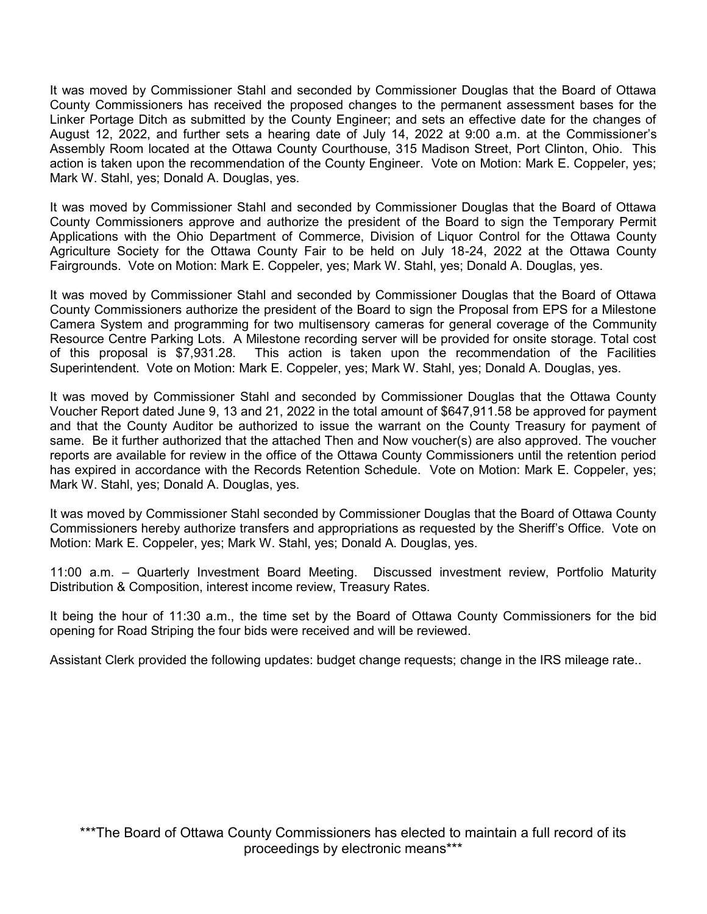It was moved by Commissioner Stahl and seconded by Commissioner Douglas that the Board of Ottawa County Commissioners has received the proposed changes to the permanent assessment bases for the Linker Portage Ditch as submitted by the County Engineer; and sets an effective date for the changes of August 12, 2022, and further sets a hearing date of July 14, 2022 at 9:00 a.m. at the Commissioner's Assembly Room located at the Ottawa County Courthouse, 315 Madison Street, Port Clinton, Ohio. This action is taken upon the recommendation of the County Engineer. Vote on Motion: Mark E. Coppeler, yes; Mark W. Stahl, yes; Donald A. Douglas, yes.

It was moved by Commissioner Stahl and seconded by Commissioner Douglas that the Board of Ottawa County Commissioners approve and authorize the president of the Board to sign the Temporary Permit Applications with the Ohio Department of Commerce, Division of Liquor Control for the Ottawa County Agriculture Society for the Ottawa County Fair to be held on July 18-24, 2022 at the Ottawa County Fairgrounds. Vote on Motion: Mark E. Coppeler, yes; Mark W. Stahl, yes; Donald A. Douglas, yes.

It was moved by Commissioner Stahl and seconded by Commissioner Douglas that the Board of Ottawa County Commissioners authorize the president of the Board to sign the Proposal from EPS for a Milestone Camera System and programming for two multisensory cameras for general coverage of the Community Resource Centre Parking Lots. A Milestone recording server will be provided for onsite storage. Total cost of this proposal is $7,931.28. This action is taken upon the recommendation of the Facilities Superintendent. Vote on Motion: Mark E. Coppeler, yes; Mark W. Stahl, yes; Donald A. Douglas, yes.

It was moved by Commissioner Stahl and seconded by Commissioner Douglas that the Ottawa County Voucher Report dated June 9, 13 and 21, 2022 in the total amount of $647,911.58 be approved for payment and that the County Auditor be authorized to issue the warrant on the County Treasury for payment of same. Be it further authorized that the attached Then and Now voucher(s) are also approved. The voucher reports are available for review in the office of the Ottawa County Commissioners until the retention period has expired in accordance with the Records Retention Schedule. Vote on Motion: Mark E. Coppeler, yes; Mark W. Stahl, yes; Donald A. Douglas, yes.

It was moved by Commissioner Stahl seconded by Commissioner Douglas that the Board of Ottawa County Commissioners hereby authorize transfers and appropriations as requested by the Sheriff's Office. Vote on Motion: Mark E. Coppeler, yes; Mark W. Stahl, yes; Donald A. Douglas, yes.

11:00 a.m. – Quarterly Investment Board Meeting. Discussed investment review, Portfolio Maturity Distribution & Composition, interest income review, Treasury Rates.

It being the hour of 11:30 a.m., the time set by the Board of Ottawa County Commissioners for the bid opening for Road Striping the four bids were received and will be reviewed.

Assistant Clerk provided the following updates: budget change requests; change in the IRS mileage rate..

***The Board of Ottawa County Commissioners has elected to maintain a full record of its proceedings by electronic means***